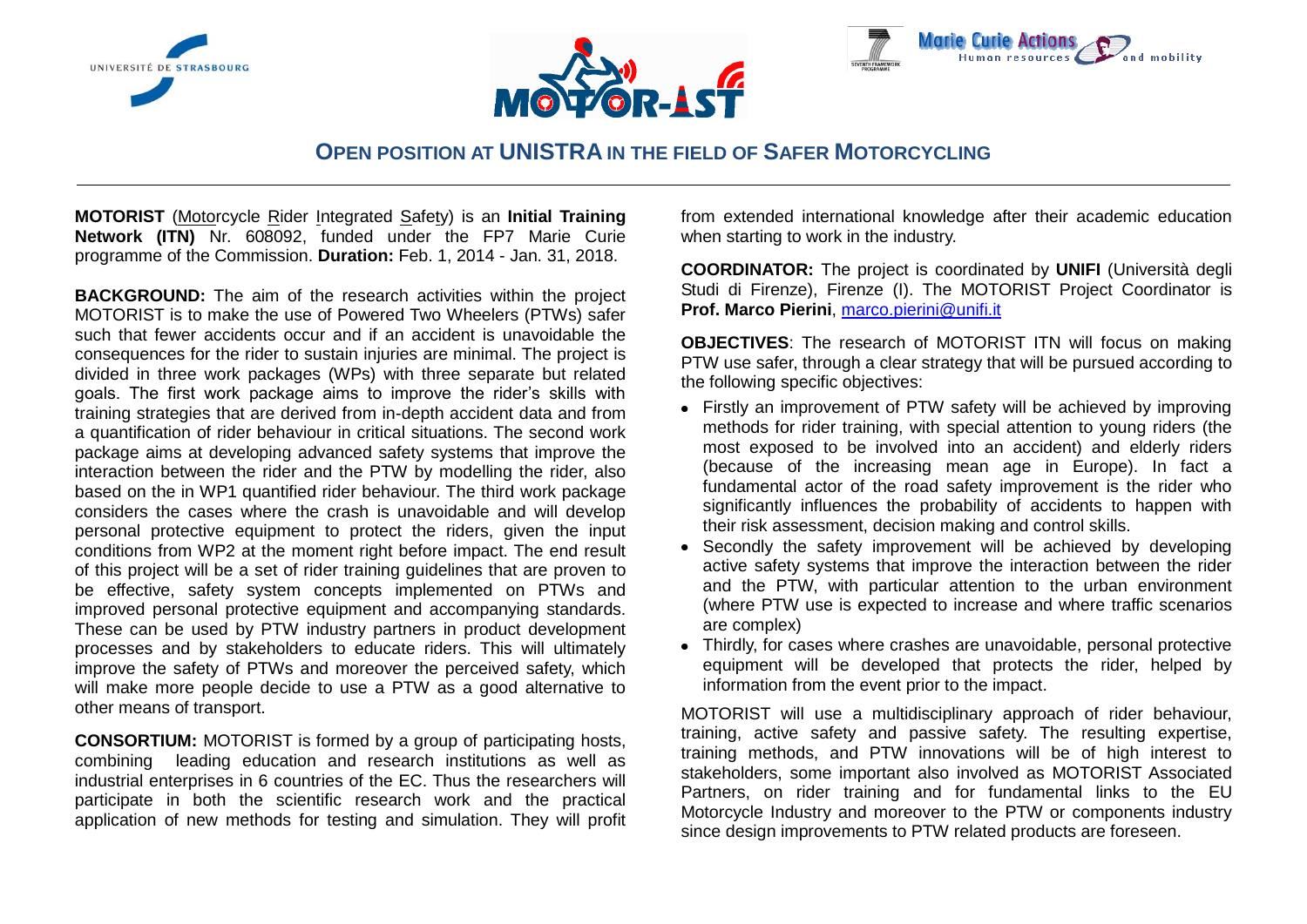# OPEN POSITION AT UNISTRA IN THE FIELD OF SAFER MOTORCYCLING

**MOTORIST** (Motorcycle Rider Integrated Safety) is an **Initial Training Network (ITN)** Nr. 608092, funded under the FP7 Marie Curie programme of the Commission. **Duration:** Feb. 1, 2014 - Jan. 31, 2018.

**BACKGROUND:** The aim of the research activities within the project MOTORIST is to make the use of Powered Two Wheelers (PTWs) safer such that fewer accidents occur and if an accident is unavoidable the consequences for the rider to sustain injuries are minimal. The project is divided in three work packages (WPs) with three separate but related goals. The first work package aims to improve the rider's skills with training strategies that are derived from in-depth accident data and from a quantification of rider behaviour in critical situations. The second work package aims at developing advanced safety systems that improve the interaction between the rider and the PTW by modelling the rider, also based on the in WP1 quantified rider behaviour. The third work package considers the cases where the crash is unavoidable and will develop personal protective equipment to protect the riders, given the input conditions from WP2 at the moment right before impact. The end result of this project will be a set of rider training guidelines that are proven to be effective, safety system concepts implemented on PTWs and improved personal protective equipment and accompanying standards. These can be used by PTW industry partners in product development processes and by stakeholders to educate riders. This will ultimately improve the safety of PTWs and moreover the perceived safety, which will make more people decide to use a PTW as a good alternative to other means of transport.

**CONSORTIUM:** MOTORIST is formed by a group of participating hosts, combining leading education and research institutions as well as industrial enterprises in 6 countries of the EC. Thus the researchers will participate in both the scientific research work and the practical application of new methods for testing and simulation. They will profit from extended international knowledge after their academic education when starting to work in the industry.

**COORDINATOR:** The project is coordinated by **UNIFI** (Università degli Studi di Firenze), Firenze (I). The MOTORIST Project Coordinator is **Prof. Marco Pierini**, marco.pierini@unifi.it

**OBJECTIVES**: The research of MOTORIST ITN will focus on making PTW use safer, through a clear strategy that will be pursued according to the following specific objectives:

- Firstly an improvement of PTW safety will be achieved by improving methods for rider training, with special attention to young riders (the most exposed to be involved into an accident) and elderly riders (because of the increasing mean age in Europe). In fact a fundamental actor of the road safety improvement is the rider who significantly influences the probability of accidents to happen with their risk assessment, decision making and control skills.
- Secondly the safety improvement will be achieved by developing active safety systems that improve the interaction between the rider and the PTW, with particular attention to the urban environment (where PTW use is expected to increase and where traffic scenarios are complex)
- Thirdly, for cases where crashes are unavoidable, personal protective equipment will be developed that protects the rider, helped by information from the event prior to the impact.

MOTORIST will use a multidisciplinary approach of rider behaviour, training, active safety and passive safety. The resulting expertise, training methods, and PTW innovations will be of high interest to stakeholders, some important also involved as MOTORIST Associated Partners, on rider training and for fundamental links to the EU Motorcycle Industry and moreover to the PTW or components industry since design improvements to PTW related products are foreseen.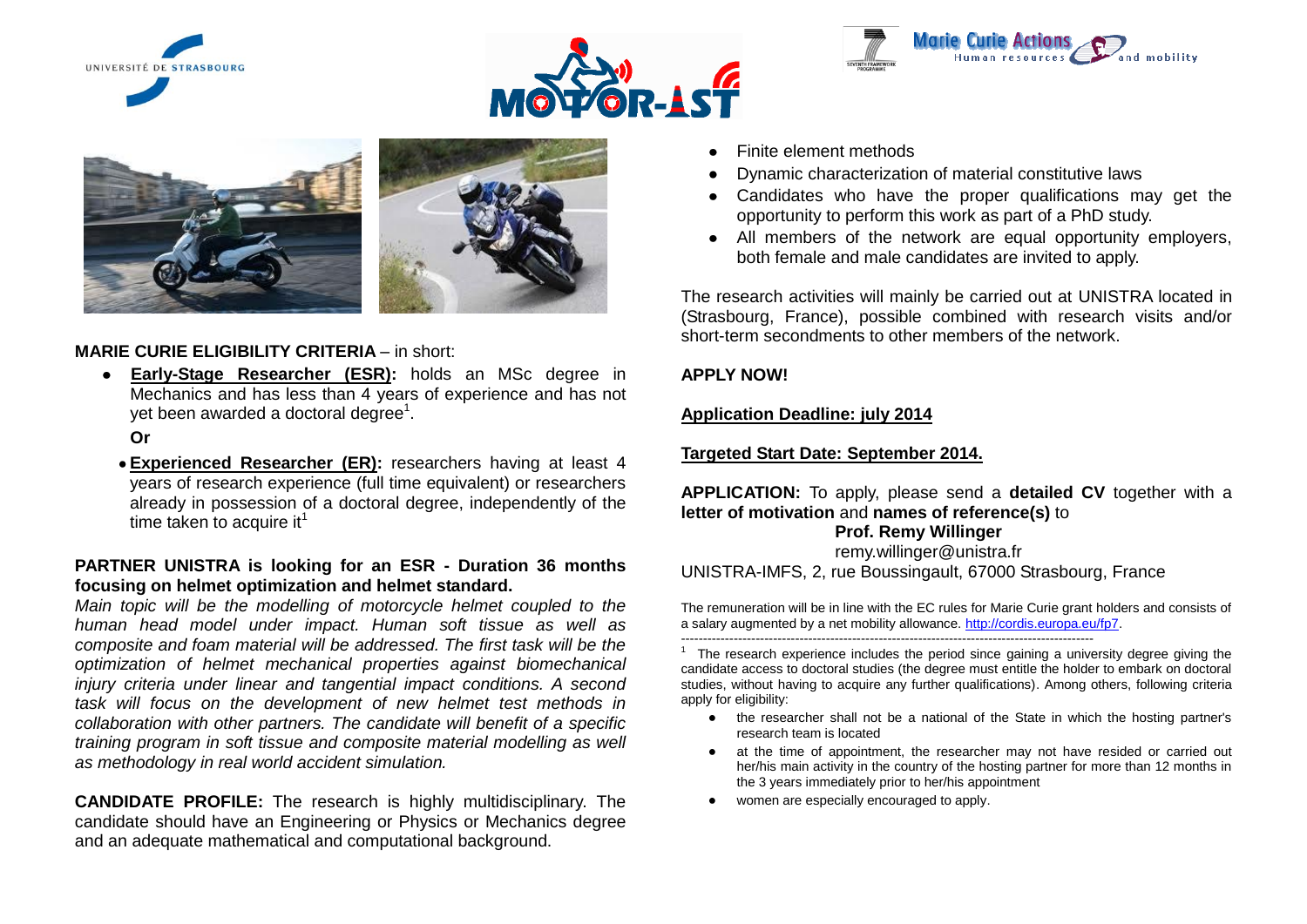**MARIE CURIE ELIGIBILITY CRITERIA** – in short:

- **Early-Stage Researcher (ESR):** holds an MSc degree in Mechanics and has less than 4 years of experience and has not yet been awarded a doctoral degree[1].

  **Or**

- **Experienced Researcher (ER):** researchers having at least 4 years of research experience (full time equivalent) or researchers already in possession of a doctoral degree, independently of the time taken to acquire it[1]

**PARTNER UNISTRA is looking for an ESR - Duration 36 months focusing on helmet optimization and helmet standard.**

*Main topic will be the modelling of motorcycle helmet coupled to the human head model under impact. Human soft tissue as well as composite and foam material will be addressed. The first task will be the optimization of helmet mechanical properties against biomechanical injury criteria under linear and tangential impact conditions. A second task will focus on the development of new helmet test methods in collaboration with other partners. The candidate will benefit of a specific training program in soft tissue and composite material modelling as well as methodology in real world accident simulation.*

**CANDIDATE PROFILE:** The research is highly multidisciplinary. The candidate should have an Engineering or Physics or Mechanics degree and an adequate mathematical and computational background.

- Finite element methods
- Dynamic characterization of material constitutive laws
- Candidates who have the proper qualifications may get the opportunity to perform this work as part of a PhD study.
- All members of the network are equal opportunity employers, both female and male candidates are invited to apply.

The research activities will mainly be carried out at UNISTRA located in (Strasbourg, France), possible combined with research visits and/or short-term secondments to other members of the network.

**APPLY NOW!**

**Application Deadline: july 2014**

**Targeted Start Date: September 2014.**

**APPLICATION:** To apply, please send a **detailed CV** together with a **letter of motivation** and **names of reference(s)** to

**Prof. Remy Willinger**

remy.willinger@unistra.fr

UNISTRA-IMFS, 2, rue Boussingault, 67000 Strasbourg, France

The remuneration will be in line with the EC rules for Marie Curie grant holders and consists of a salary augmented by a net mobility allowance. http://cordis.europa.eu/fp7.

---

[1] The research experience includes the period since gaining a university degree giving the candidate access to doctoral studies (the degree must entitle the holder to embark on doctoral studies, without having to acquire any further qualifications). Among others, following criteria apply for eligibility:

- the researcher shall not be a national of the State in which the hosting partner's research team is located
- at the time of appointment, the researcher may not have resided or carried out her/his main activity in the country of the hosting partner for more than 12 months in the 3 years immediately prior to her/his appointment
- women are especially encouraged to apply.